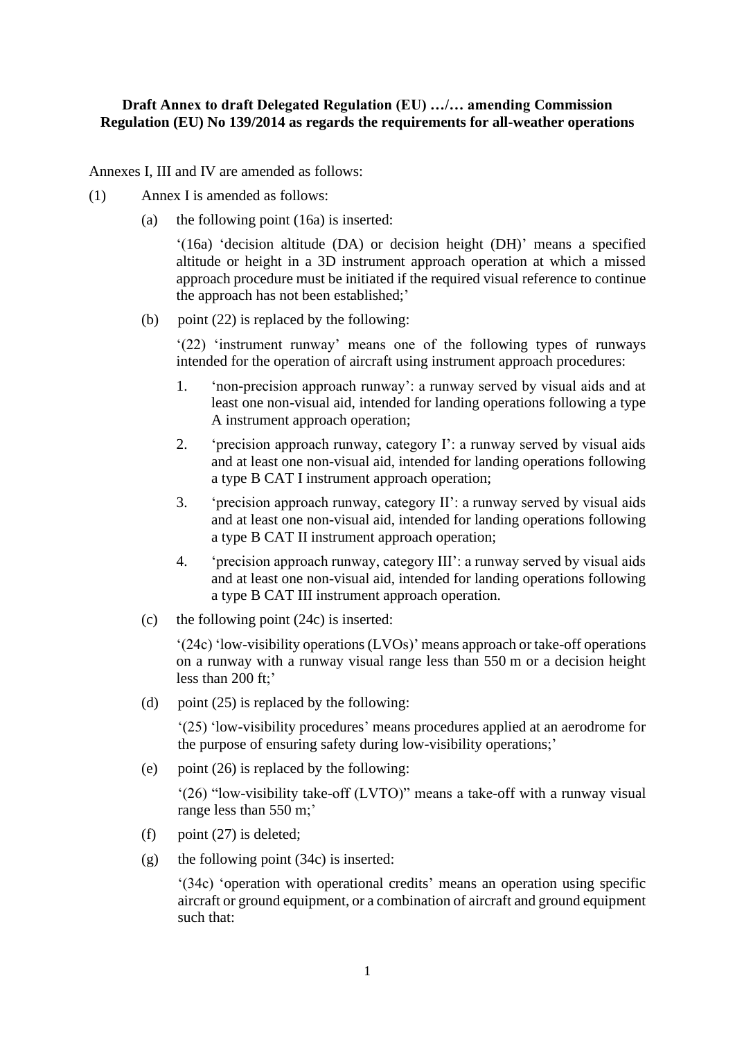**Draft Annex to draft Delegated Regulation (EU) …/… amending Commission Regulation (EU) No 139/2014 as regards the requirements for all-weather operations**

Annexes I, III and IV are amended as follows:

(1) Annex I is amended as follows:

(a) the following point (16a) is inserted:

'(16a) 'decision altitude (DA) or decision height (DH)' means a specified altitude or height in a 3D instrument approach operation at which a missed approach procedure must be initiated if the required visual reference to continue the approach has not been established;'

(b) point (22) is replaced by the following:

'(22) 'instrument runway' means one of the following types of runways intended for the operation of aircraft using instrument approach procedures:

1. 'non-precision approach runway': a runway served by visual aids and at least one non-visual aid, intended for landing operations following a type A instrument approach operation;
2. 'precision approach runway, category I': a runway served by visual aids and at least one non-visual aid, intended for landing operations following a type B CAT I instrument approach operation;
3. 'precision approach runway, category II': a runway served by visual aids and at least one non-visual aid, intended for landing operations following a type B CAT II instrument approach operation;
4. 'precision approach runway, category III': a runway served by visual aids and at least one non-visual aid, intended for landing operations following a type B CAT III instrument approach operation.

(c) the following point (24c) is inserted:

'(24c) 'low-visibility operations (LVOs)' means approach or take-off operations on a runway with a runway visual range less than 550 m or a decision height less than 200 ft;'

(d) point (25) is replaced by the following:

'(25) 'low-visibility procedures' means procedures applied at an aerodrome for the purpose of ensuring safety during low-visibility operations;'

(e) point (26) is replaced by the following:

'(26) "low-visibility take-off (LVTO)" means a take-off with a runway visual range less than 550 m;'

(f) point (27) is deleted;

(g) the following point (34c) is inserted:

'(34c) 'operation with operational credits' means an operation using specific aircraft or ground equipment, or a combination of aircraft and ground equipment such that: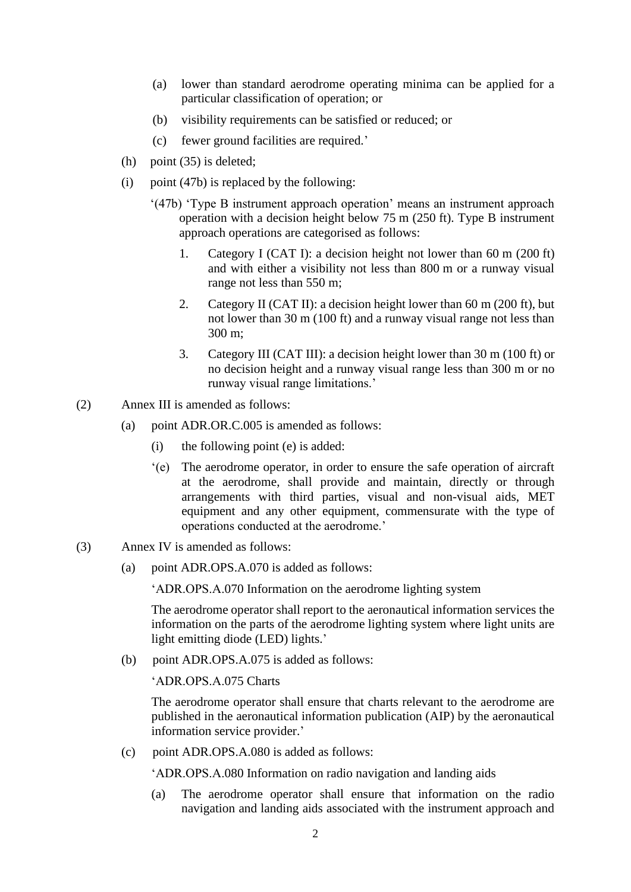(a) lower than standard aerodrome operating minima can be applied for a particular classification of operation; or

(b) visibility requirements can be satisfied or reduced; or

(c) fewer ground facilities are required.'

(h) point (35) is deleted;

(i) point (47b) is replaced by the following:

'(47b) 'Type B instrument approach operation' means an instrument approach operation with a decision height below 75 m (250 ft). Type B instrument approach operations are categorised as follows:

1. Category I (CAT I): a decision height not lower than 60 m (200 ft) and with either a visibility not less than 800 m or a runway visual range not less than 550 m;
2. Category II (CAT II): a decision height lower than 60 m (200 ft), but not lower than 30 m (100 ft) and a runway visual range not less than 300 m;
3. Category III (CAT III): a decision height lower than 30 m (100 ft) or no decision height and a runway visual range less than 300 m or no runway visual range limitations.'

(2) Annex III is amended as follows:

(a) point ADR.OR.C.005 is amended as follows:

(i) the following point (e) is added:

'(e) The aerodrome operator, in order to ensure the safe operation of aircraft at the aerodrome, shall provide and maintain, directly or through arrangements with third parties, visual and non-visual aids, MET equipment and any other equipment, commensurate with the type of operations conducted at the aerodrome.'

(3) Annex IV is amended as follows:

(a) point ADR.OPS.A.070 is added as follows:

'ADR.OPS.A.070 Information on the aerodrome lighting system

The aerodrome operator shall report to the aeronautical information services the information on the parts of the aerodrome lighting system where light units are light emitting diode (LED) lights.'

(b) point ADR.OPS.A.075 is added as follows:

'ADR.OPS.A.075 Charts

The aerodrome operator shall ensure that charts relevant to the aerodrome are published in the aeronautical information publication (AIP) by the aeronautical information service provider.'

(c) point ADR.OPS.A.080 is added as follows:

'ADR.OPS.A.080 Information on radio navigation and landing aids

(a) The aerodrome operator shall ensure that information on the radio navigation and landing aids associated with the instrument approach and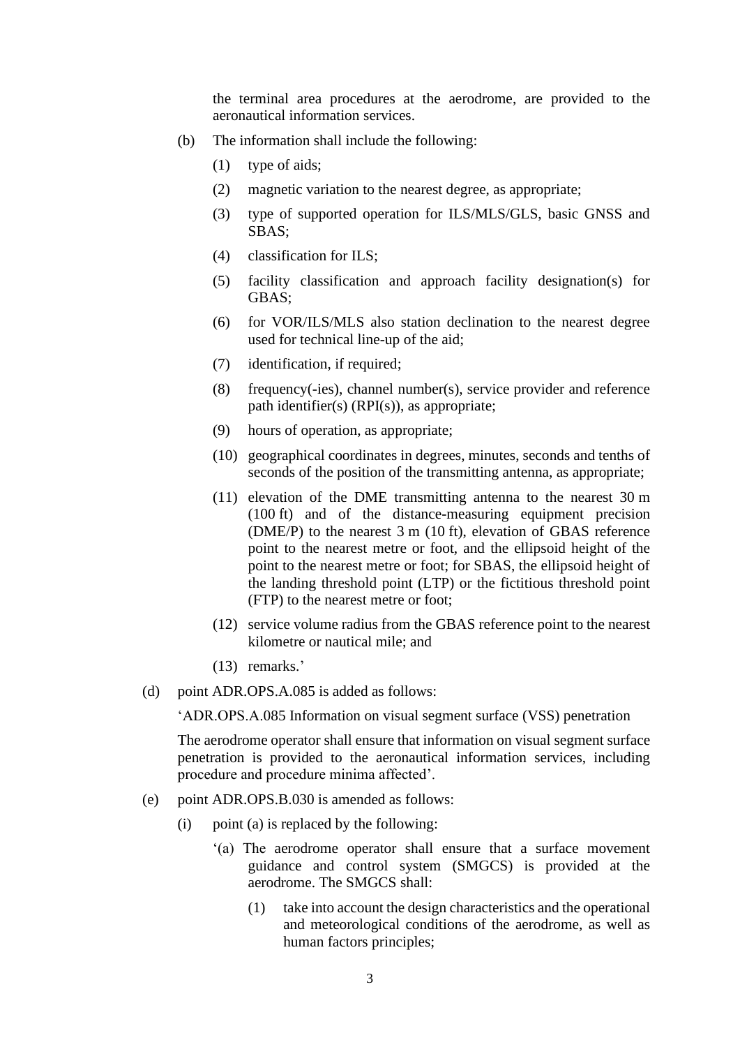the terminal area procedures at the aerodrome, are provided to the aeronautical information services.

(b) The information shall include the following:

(1) type of aids;

(2) magnetic variation to the nearest degree, as appropriate;

(3) type of supported operation for ILS/MLS/GLS, basic GNSS and SBAS;

(4) classification for ILS;

(5) facility classification and approach facility designation(s) for GBAS;

(6) for VOR/ILS/MLS also station declination to the nearest degree used for technical line-up of the aid;

(7) identification, if required;

(8) frequency(-ies), channel number(s), service provider and reference path identifier(s) (RPI(s)), as appropriate;

(9) hours of operation, as appropriate;

(10) geographical coordinates in degrees, minutes, seconds and tenths of seconds of the position of the transmitting antenna, as appropriate;

(11) elevation of the DME transmitting antenna to the nearest 30 m (100 ft) and of the distance-measuring equipment precision (DME/P) to the nearest 3 m (10 ft), elevation of GBAS reference point to the nearest metre or foot, and the ellipsoid height of the point to the nearest metre or foot; for SBAS, the ellipsoid height of the landing threshold point (LTP) or the fictitious threshold point (FTP) to the nearest metre or foot;

(12) service volume radius from the GBAS reference point to the nearest kilometre or nautical mile; and

(13) remarks.'

(d) point ADR.OPS.A.085 is added as follows:

'ADR.OPS.A.085 Information on visual segment surface (VSS) penetration

The aerodrome operator shall ensure that information on visual segment surface penetration is provided to the aeronautical information services, including procedure and procedure minima affected'.

(e) point ADR.OPS.B.030 is amended as follows:

(i) point (a) is replaced by the following:

'(a) The aerodrome operator shall ensure that a surface movement guidance and control system (SMGCS) is provided at the aerodrome. The SMGCS shall:

(1) take into account the design characteristics and the operational and meteorological conditions of the aerodrome, as well as human factors principles;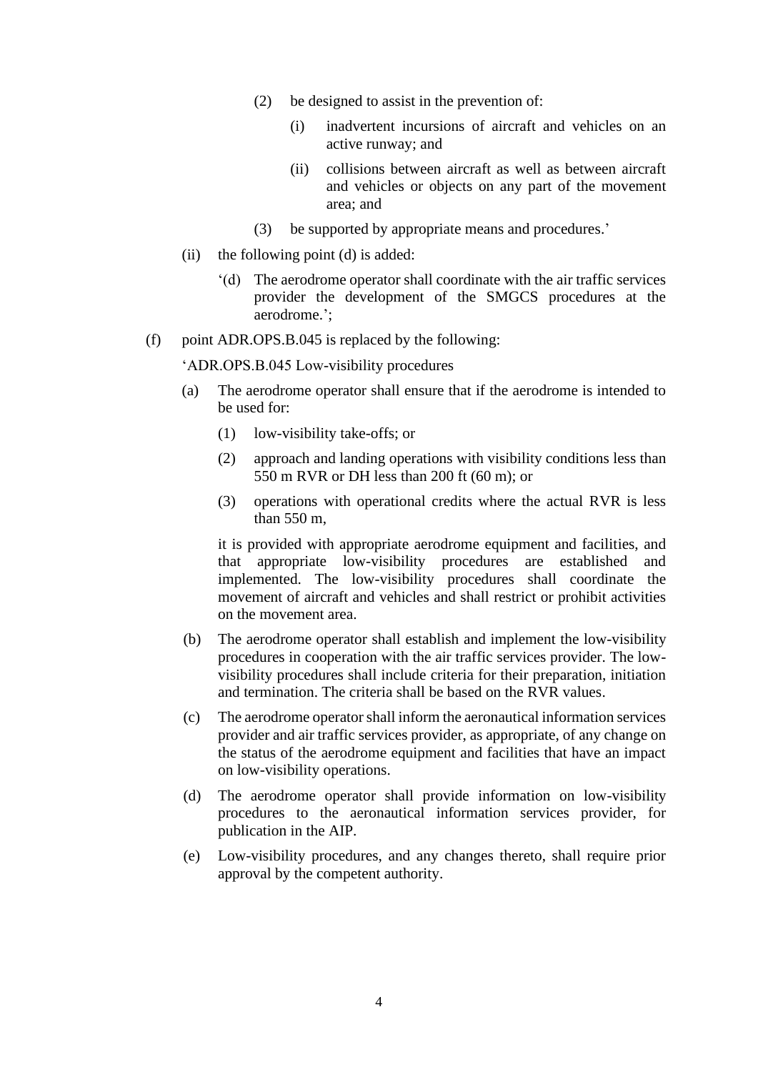(2) be designed to assist in the prevention of:

 (i) inadvertent incursions of aircraft and vehicles on an active runway; and

 (ii) collisions between aircraft as well as between aircraft and vehicles or objects on any part of the movement area; and

(3) be supported by appropriate means and procedures.'

(ii) the following point (d) is added:

 '(d) The aerodrome operator shall coordinate with the air traffic services provider the development of the SMGCS procedures at the aerodrome.';

(f) point ADR.OPS.B.045 is replaced by the following:

 'ADR.OPS.B.045 Low-visibility procedures

 (a) The aerodrome operator shall ensure that if the aerodrome is intended to be used for:

 (1) low-visibility take-offs; or

 (2) approach and landing operations with visibility conditions less than 550 m RVR or DH less than 200 ft (60 m); or

 (3) operations with operational credits where the actual RVR is less than 550 m,

 it is provided with appropriate aerodrome equipment and facilities, and that appropriate low-visibility procedures are established and implemented. The low-visibility procedures shall coordinate the movement of aircraft and vehicles and shall restrict or prohibit activities on the movement area.

 (b) The aerodrome operator shall establish and implement the low-visibility procedures in cooperation with the air traffic services provider. The low-visibility procedures shall include criteria for their preparation, initiation and termination. The criteria shall be based on the RVR values.

 (c) The aerodrome operator shall inform the aeronautical information services provider and air traffic services provider, as appropriate, of any change on the status of the aerodrome equipment and facilities that have an impact on low-visibility operations.

 (d) The aerodrome operator shall provide information on low-visibility procedures to the aeronautical information services provider, for publication in the AIP.

 (e) Low-visibility procedures, and any changes thereto, shall require prior approval by the competent authority.